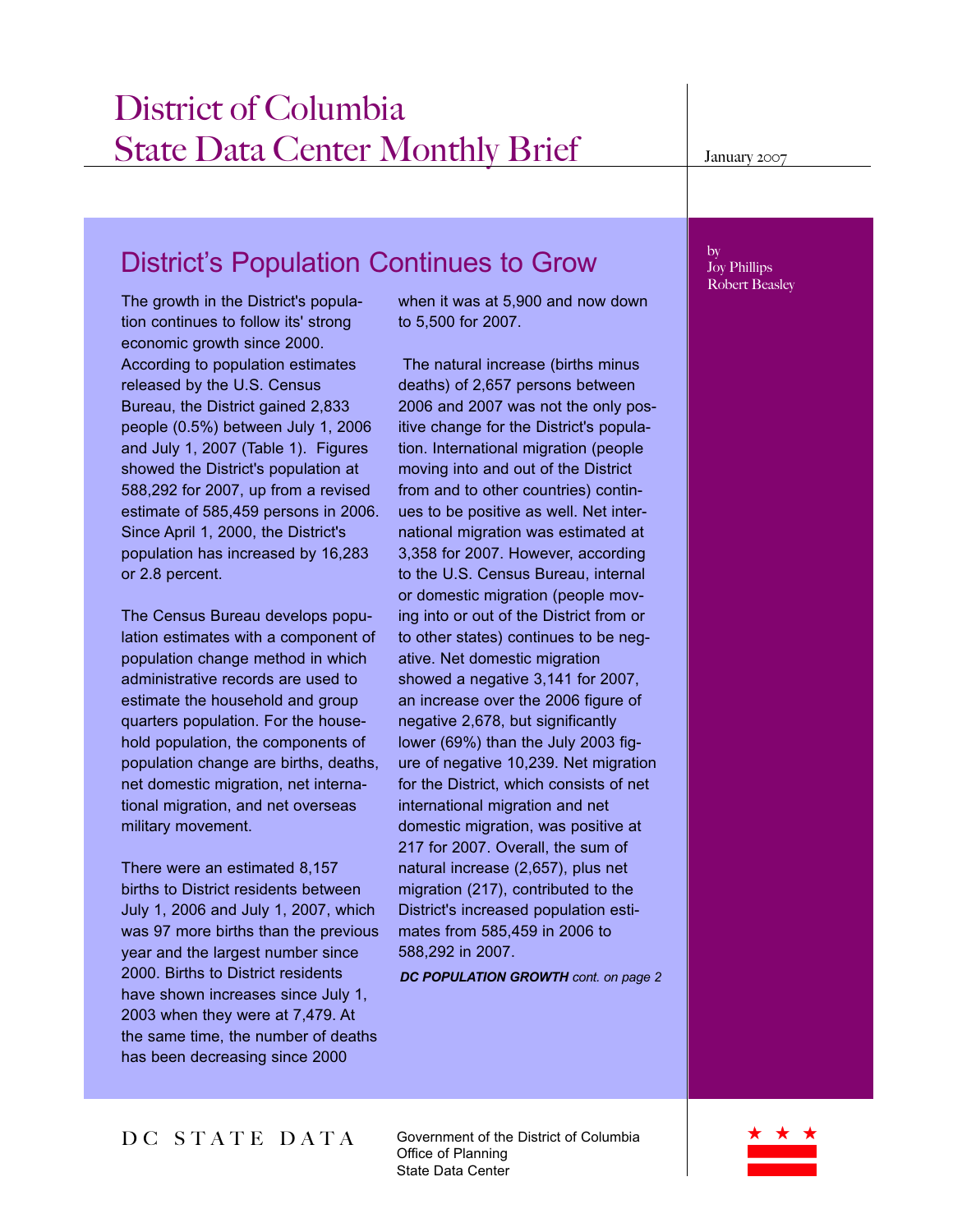# District of Columbia State Data Center Monthly Brief

January 2007

## District's Population Continues to Grow

by
Joy Phillips
Robert Beasley

The growth in the District's population continues to follow its' strong economic growth since 2000. According to population estimates released by the U.S. Census Bureau, the District gained 2,833 people (0.5%) between July 1, 2006 and July 1, 2007 (Table 1). Figures showed the District's population at 588,292 for 2007, up from a revised estimate of 585,459 persons in 2006. Since April 1, 2000, the District's population has increased by 16,283 or 2.8 percent.

The Census Bureau develops population estimates with a component of population change method in which administrative records are used to estimate the household and group quarters population. For the household population, the components of population change are births, deaths, net domestic migration, net international migration, and net overseas military movement.

There were an estimated 8,157 births to District residents between July 1, 2006 and July 1, 2007, which was 97 more births than the previous year and the largest number since 2000. Births to District residents have shown increases since July 1, 2003 when they were at 7,479. At the same time, the number of deaths has been decreasing since 2000 when it was at 5,900 and now down to 5,500 for 2007.

The natural increase (births minus deaths) of 2,657 persons between 2006 and 2007 was not the only positive change for the District's population. International migration (people moving into and out of the District from and to other countries) continues to be positive as well. Net international migration was estimated at 3,358 for 2007. However, according to the U.S. Census Bureau, internal or domestic migration (people moving into or out of the District from or to other states) continues to be negative. Net domestic migration showed a negative 3,141 for 2007, an increase over the 2006 figure of negative 2,678, but significantly lower (69%) than the July 2003 figure of negative 10,239. Net migration for the District, which consists of net international migration and net domestic migration, was positive at 217 for 2007. Overall, the sum of natural increase (2,657), plus net migration (217), contributed to the District's increased population estimates from 585,459 in 2006 to 588,292 in 2007.

***DC POPULATION GROWTH** cont. on page 2*

DC STATE DATA

Government of the District of Columbia
Office of Planning
State Data Center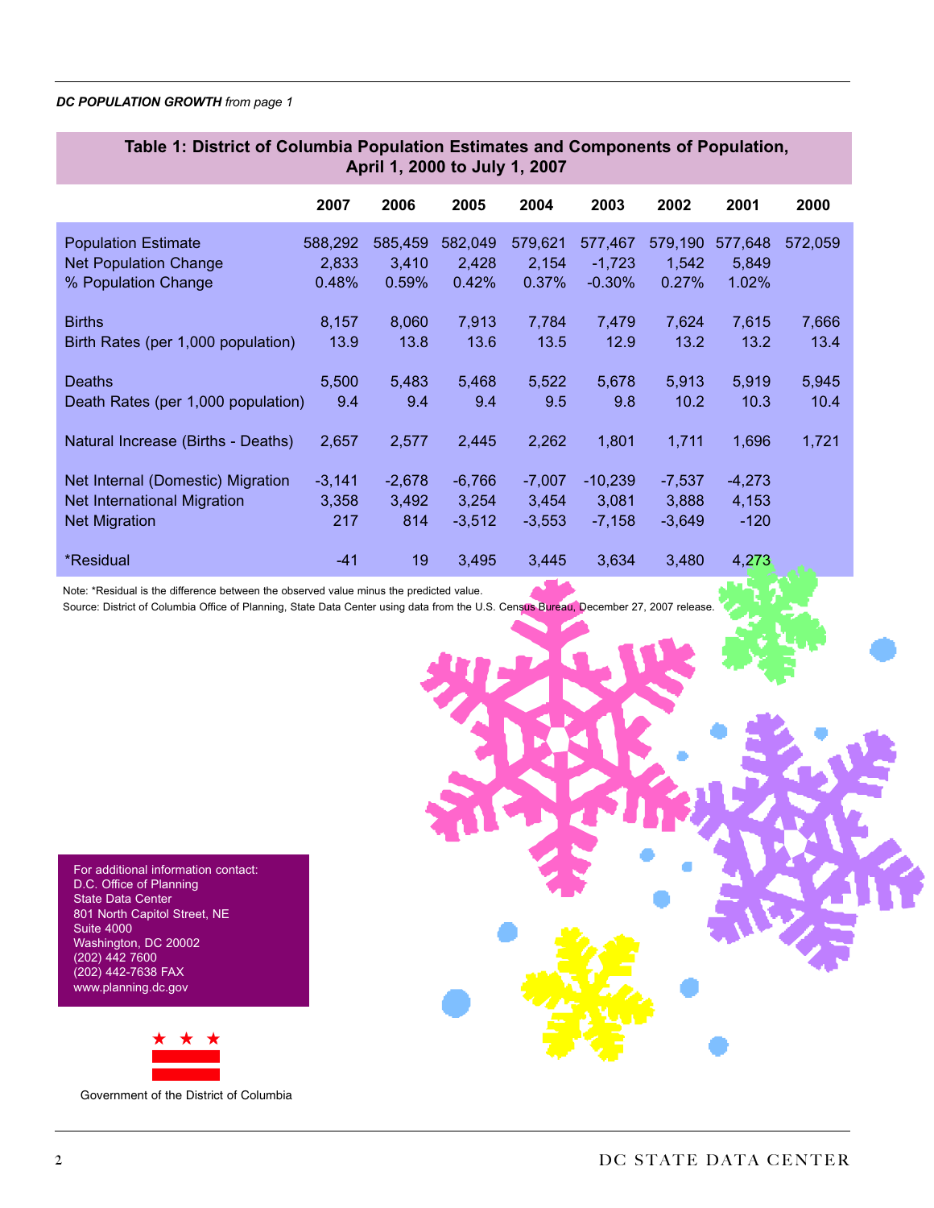*DC POPULATION GROWTH from page 1*

**Table 1: District of Columbia Population Estimates and Components of Population, April 1, 2000 to July 1, 2007**

| | 2007 | 2006 | 2005 | 2004 | 2003 | 2002 | 2001 | 2000 |
|---|---|---|---|---|---|---|---|---|
| Population Estimate | 588,292 | 585,459 | 582,049 | 579,621 | 577,467 | 579,190 | 577,648 | 572,059 |
| Net Population Change | 2,833 | 3,410 | 2,428 | 2,154 | -1,723 | 1,542 | 5,849 | |
| % Population Change | 0.48% | 0.59% | 0.42% | 0.37% | -0.30% | 0.27% | 1.02% | |
| Births | 8,157 | 8,060 | 7,913 | 7,784 | 7,479 | 7,624 | 7,615 | 7,666 |
| Birth Rates (per 1,000 population) | 13.9 | 13.8 | 13.6 | 13.5 | 12.9 | 13.2 | 13.2 | 13.4 |
| Deaths | 5,500 | 5,483 | 5,468 | 5,522 | 5,678 | 5,913 | 5,919 | 5,945 |
| Death Rates (per 1,000 population) | 9.4 | 9.4 | 9.4 | 9.5 | 9.8 | 10.2 | 10.3 | 10.4 |
| Natural Increase (Births - Deaths) | 2,657 | 2,577 | 2,445 | 2,262 | 1,801 | 1,711 | 1,696 | 1,721 |
| Net Internal (Domestic) Migration | -3,141 | -2,678 | -6,766 | -7,007 | -10,239 | -7,537 | -4,273 | |
| Net International Migration | 3,358 | 3,492 | 3,254 | 3,454 | 3,081 | 3,888 | 4,153 | |
| Net Migration | 217 | 814 | -3,512 | -3,553 | -7,158 | -3,649 | -120 | |
| *Residual | -41 | 19 | 3,495 | 3,445 | 3,634 | 3,480 | 4,273 | |

Note: *Residual is the difference between the observed value minus the predicted value.

Source: District of Columbia Office of Planning, State Data Center using data from the U.S. Census Bureau, December 27, 2007 release.

For additional information contact:
D.C. Office of Planning
State Data Center
801 North Capitol Street, NE
Suite 4000
Washington, DC 20002
(202) 442 7600
(202) 442-7638 FAX
www.planning.dc.gov

Government of the District of Columbia